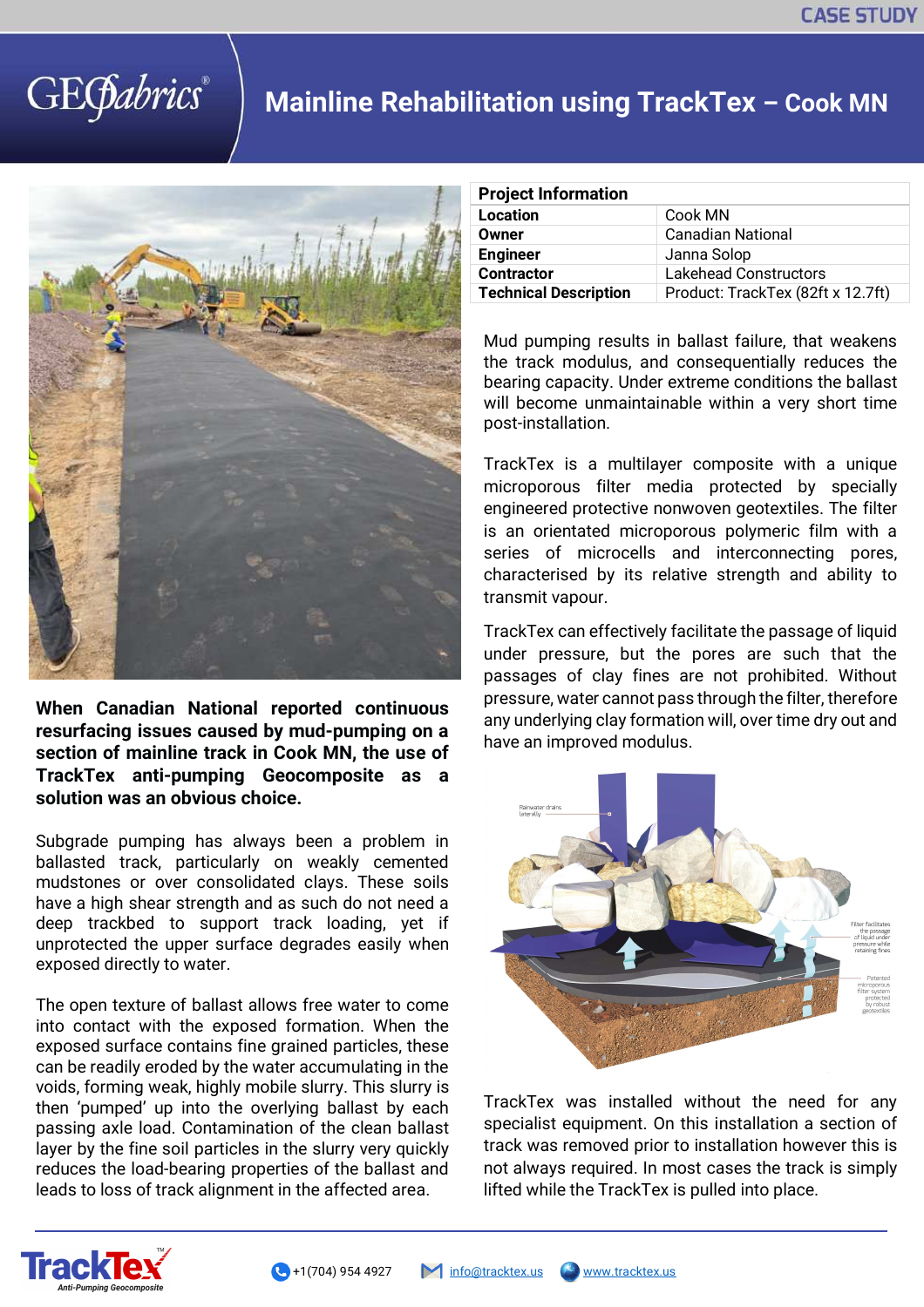CASE STUDY

# Mainline Rehabilitation using TrackTex – Cook MN

| Project Information | |
|---|---|
| **Location** | Cook MN |
| **Owner** | Canadian National |
| **Engineer** | Janna Solop |
| **Contractor** | Lakehead Constructors |
| **Technical Description** | Product: TrackTex (82ft x 12.7ft) |

**When Canadian National reported continuous resurfacing issues caused by mud-pumping on a section of mainline track in Cook MN, the use of TrackTex anti-pumping Geocomposite as a solution was an obvious choice.**

Subgrade pumping has always been a problem in ballasted track, particularly on weakly cemented mudstones or over consolidated clays. These soils have a high shear strength and as such do not need a deep trackbed to support track loading, yet if unprotected the upper surface degrades easily when exposed directly to water.

The open texture of ballast allows free water to come into contact with the exposed formation. When the exposed surface contains fine grained particles, these can be readily eroded by the water accumulating in the voids, forming weak, highly mobile slurry. This slurry is then 'pumped' up into the overlying ballast by each passing axle load. Contamination of the clean ballast layer by the fine soil particles in the slurry very quickly reduces the load-bearing properties of the ballast and leads to loss of track alignment in the affected area.

Mud pumping results in ballast failure, that weakens the track modulus, and consequentially reduces the bearing capacity. Under extreme conditions the ballast will become unmaintainable within a very short time post-installation.

TrackTex is a multilayer composite with a unique microporous filter media protected by specially engineered protective nonwoven geotextiles. The filter is an orientated microporous polymeric film with a series of microcells and interconnecting pores, characterised by its relative strength and ability to transmit vapour.

TrackTex can effectively facilitate the passage of liquid under pressure, but the pores are such that the passages of clay fines are not prohibited. Without pressure, water cannot pass through the filter, therefore any underlying clay formation will, over time dry out and have an improved modulus.

TrackTex was installed without the need for any specialist equipment. On this installation a section of track was removed prior to installation however this is not always required. In most cases the track is simply lifted while the TrackTex is pulled into place.

+1(704) 954 4927 | info@tracktex.us | www.tracktex.us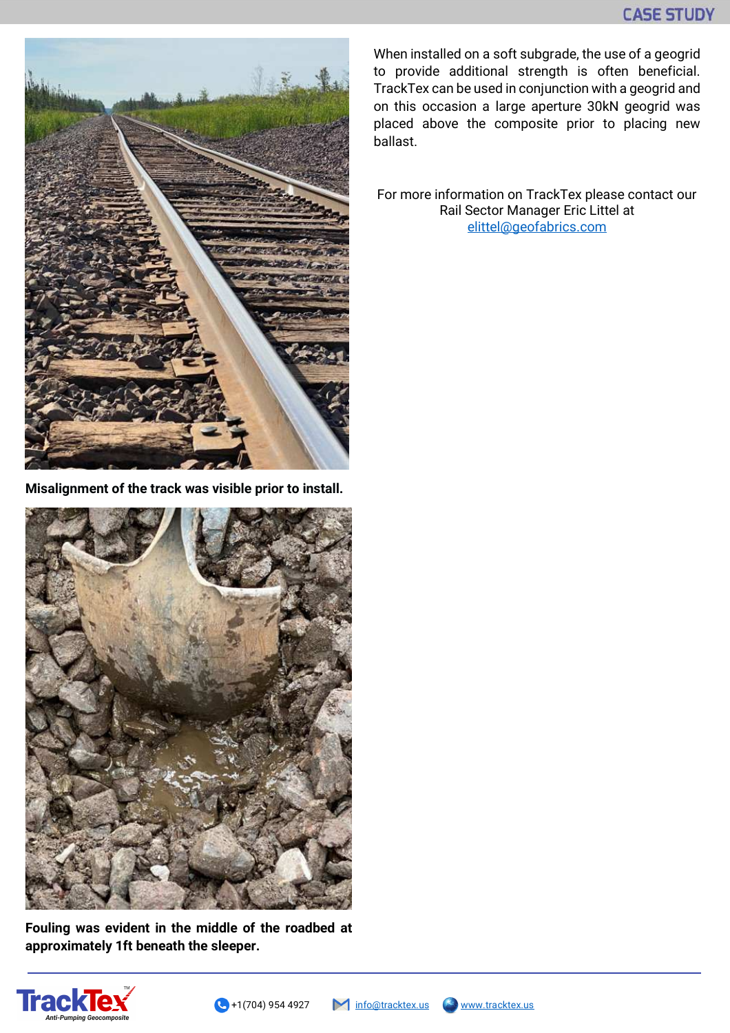Misalignment of the track was visible prior to install.

Fouling was evident in the middle of the roadbed at approximately 1ft beneath the sleeper.

When installed on a soft subgrade, the use of a geogrid to provide additional strength is often beneficial. TrackTex can be used in conjunction with a geogrid and on this occasion a large aperture 30kN geogrid was placed above the composite prior to placing new ballast.

For more information on TrackTex please contact our Rail Sector Manager Eric Littel at
elittel@geofabrics.com